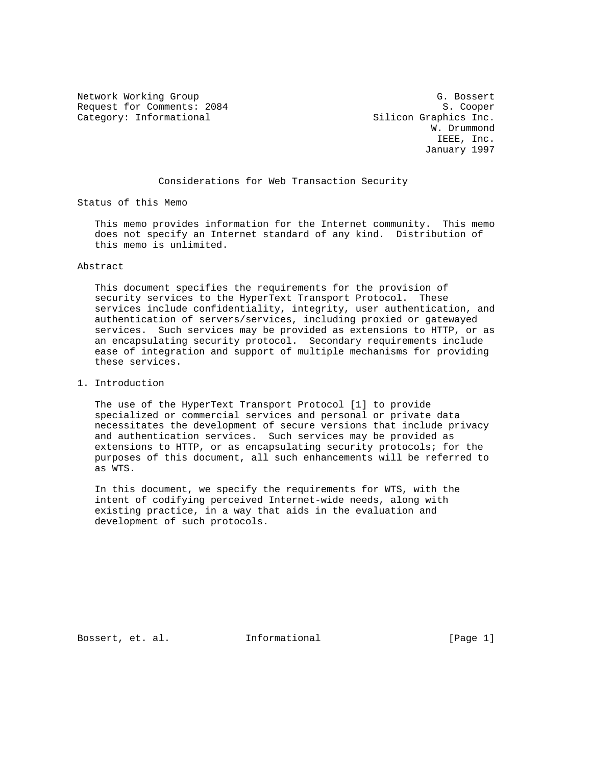Network Working Group G. Bossert
Request for Comments: 2084 S. Cooper
Category: Informational Silicon Graphics Inc.
W. Drummond
IEEE, Inc.
January 1997

# Considerations for Web Transaction Security

## Status of this Memo

This memo provides information for the Internet community. This memo does not specify an Internet standard of any kind. Distribution of this memo is unlimited.

## Abstract

This document specifies the requirements for the provision of security services to the HyperText Transport Protocol. These services include confidentiality, integrity, user authentication, and authentication of servers/services, including proxied or gatewayed services. Such services may be provided as extensions to HTTP, or as an encapsulating security protocol. Secondary requirements include ease of integration and support of multiple mechanisms for providing these services.

## 1. Introduction

The use of the HyperText Transport Protocol [1] to provide specialized or commercial services and personal or private data necessitates the development of secure versions that include privacy and authentication services. Such services may be provided as extensions to HTTP, or as encapsulating security protocols; for the purposes of this document, all such enhancements will be referred to as WTS.

In this document, we specify the requirements for WTS, with the intent of codifying perceived Internet-wide needs, along with existing practice, in a way that aids in the evaluation and development of such protocols.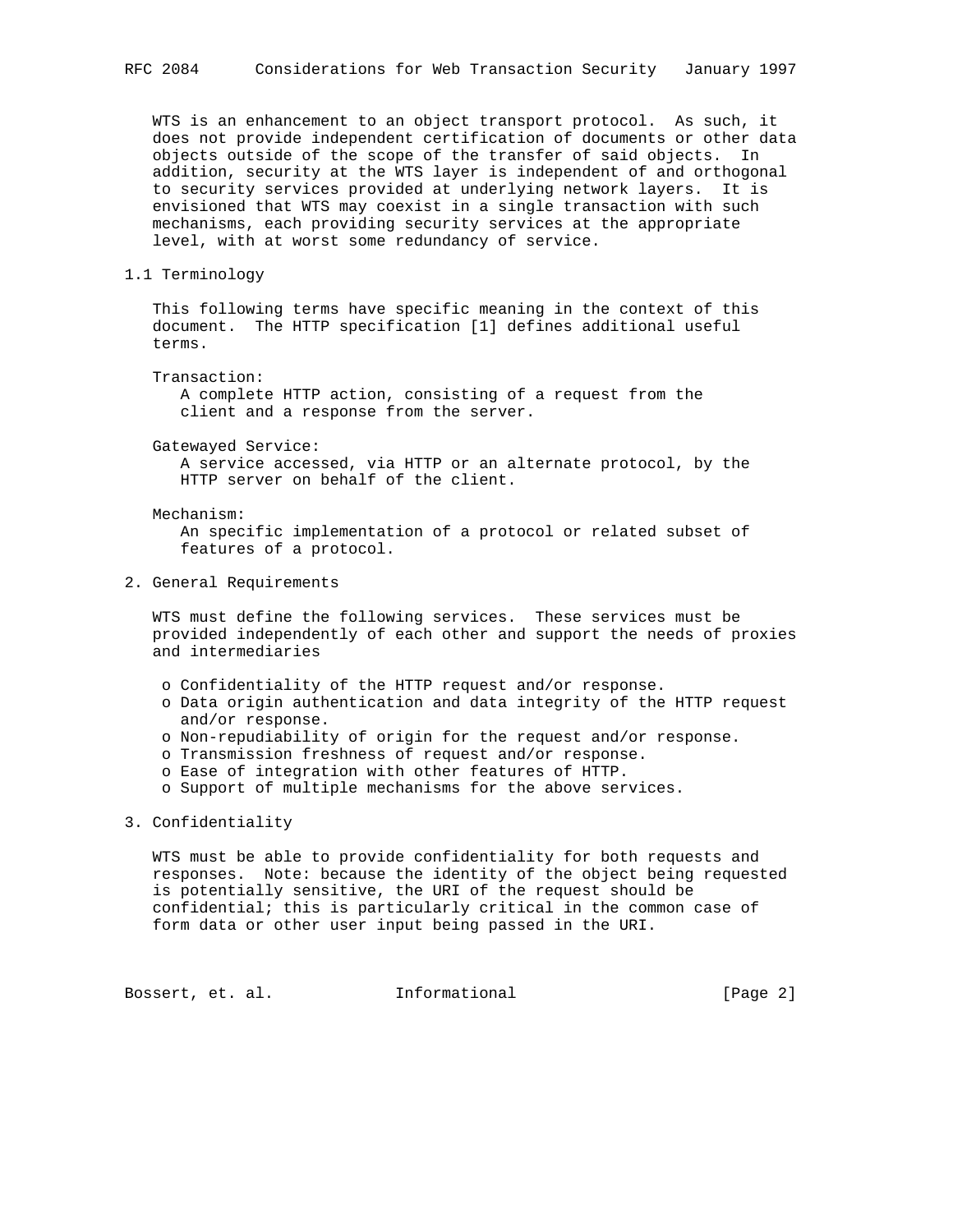WTS is an enhancement to an object transport protocol. As such, it does not provide independent certification of documents or other data objects outside of the scope of the transfer of said objects. In addition, security at the WTS layer is independent of and orthogonal to security services provided at underlying network layers. It is envisioned that WTS may coexist in a single transaction with such mechanisms, each providing security services at the appropriate level, with at worst some redundancy of service.

## 1.1 Terminology

This following terms have specific meaning in the context of this document. The HTTP specification [1] defines additional useful terms.

Transaction:
: A complete HTTP action, consisting of a request from the client and a response from the server.

Gatewayed Service:
: A service accessed, via HTTP or an alternate protocol, by the HTTP server on behalf of the client.

Mechanism:
: An specific implementation of a protocol or related subset of features of a protocol.

## 2. General Requirements

WTS must define the following services. These services must be provided independently of each other and support the needs of proxies and intermediaries

- Confidentiality of the HTTP request and/or response.
- Data origin authentication and data integrity of the HTTP request and/or response.
- Non-repudiability of origin for the request and/or response.
- Transmission freshness of request and/or response.
- Ease of integration with other features of HTTP.
- Support of multiple mechanisms for the above services.

## 3. Confidentiality

WTS must be able to provide confidentiality for both requests and responses. Note: because the identity of the object being requested is potentially sensitive, the URI of the request should be confidential; this is particularly critical in the common case of form data or other user input being passed in the URI.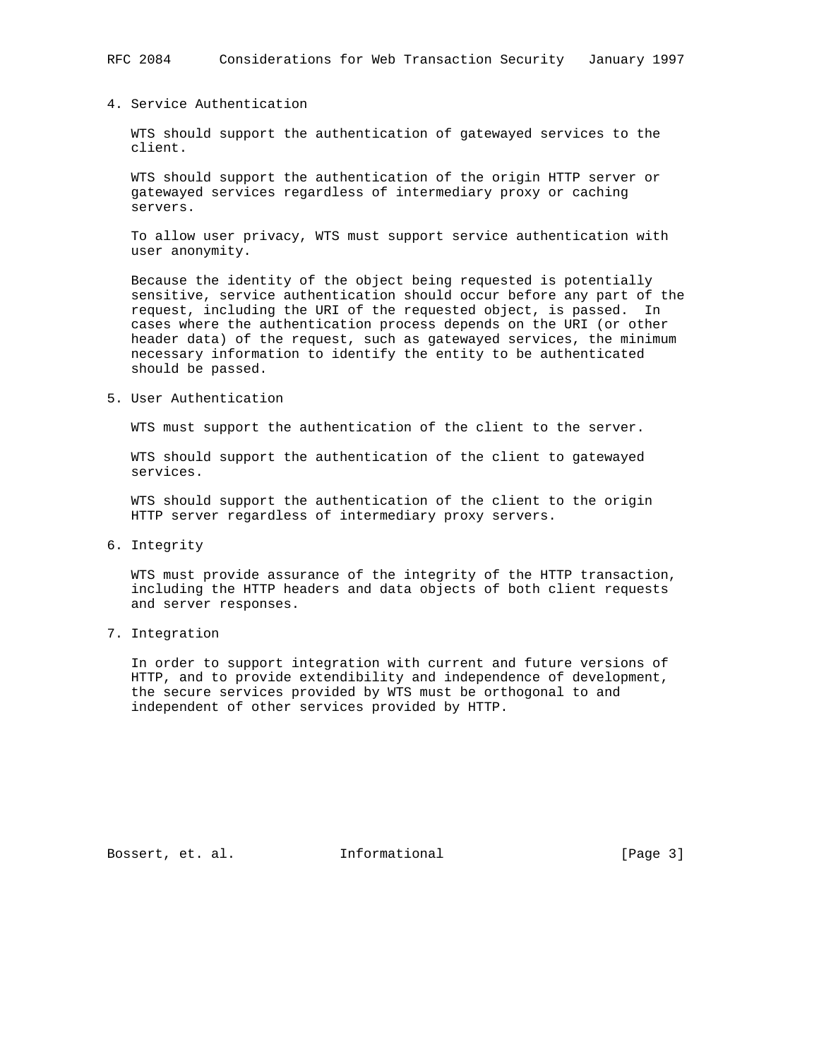## 4. Service Authentication

WTS should support the authentication of gatewayed services to the client.

WTS should support the authentication of the origin HTTP server or gatewayed services regardless of intermediary proxy or caching servers.

To allow user privacy, WTS must support service authentication with user anonymity.

Because the identity of the object being requested is potentially sensitive, service authentication should occur before any part of the request, including the URI of the requested object, is passed. In cases where the authentication process depends on the URI (or other header data) of the request, such as gatewayed services, the minimum necessary information to identify the entity to be authenticated should be passed.

## 5. User Authentication

WTS must support the authentication of the client to the server.

WTS should support the authentication of the client to gatewayed services.

WTS should support the authentication of the client to the origin HTTP server regardless of intermediary proxy servers.

## 6. Integrity

WTS must provide assurance of the integrity of the HTTP transaction, including the HTTP headers and data objects of both client requests and server responses.

## 7. Integration

In order to support integration with current and future versions of HTTP, and to provide extendibility and independence of development, the secure services provided by WTS must be orthogonal to and independent of other services provided by HTTP.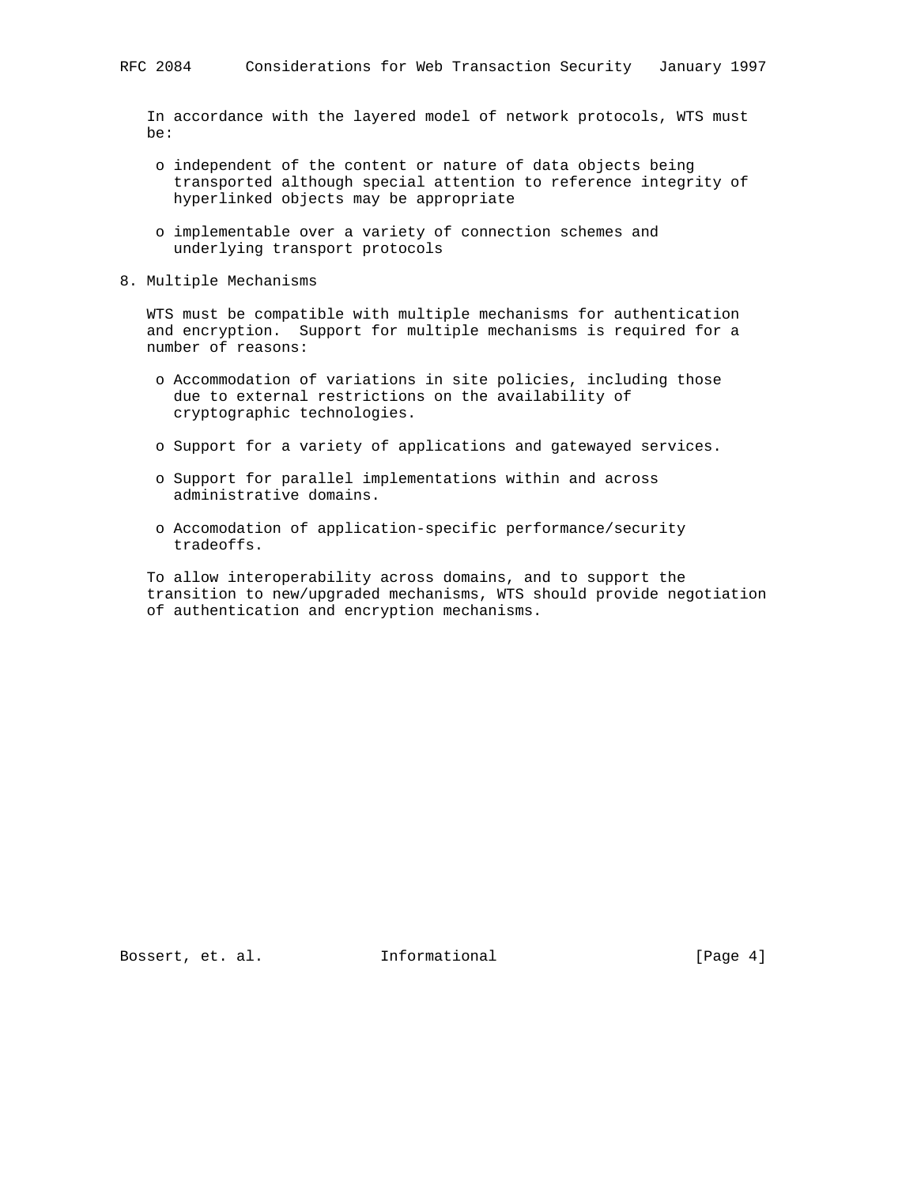In accordance with the layered model of network protocols, WTS must be:

- independent of the content or nature of data objects being transported although special attention to reference integrity of hyperlinked objects may be appropriate

- implementable over a variety of connection schemes and underlying transport protocols

## 8. Multiple Mechanisms

WTS must be compatible with multiple mechanisms for authentication and encryption. Support for multiple mechanisms is required for a number of reasons:

- Accommodation of variations in site policies, including those due to external restrictions on the availability of cryptographic technologies.

- Support for a variety of applications and gatewayed services.

- Support for parallel implementations within and across administrative domains.

- Accomodation of application-specific performance/security tradeoffs.

To allow interoperability across domains, and to support the transition to new/upgraded mechanisms, WTS should provide negotiation of authentication and encryption mechanisms.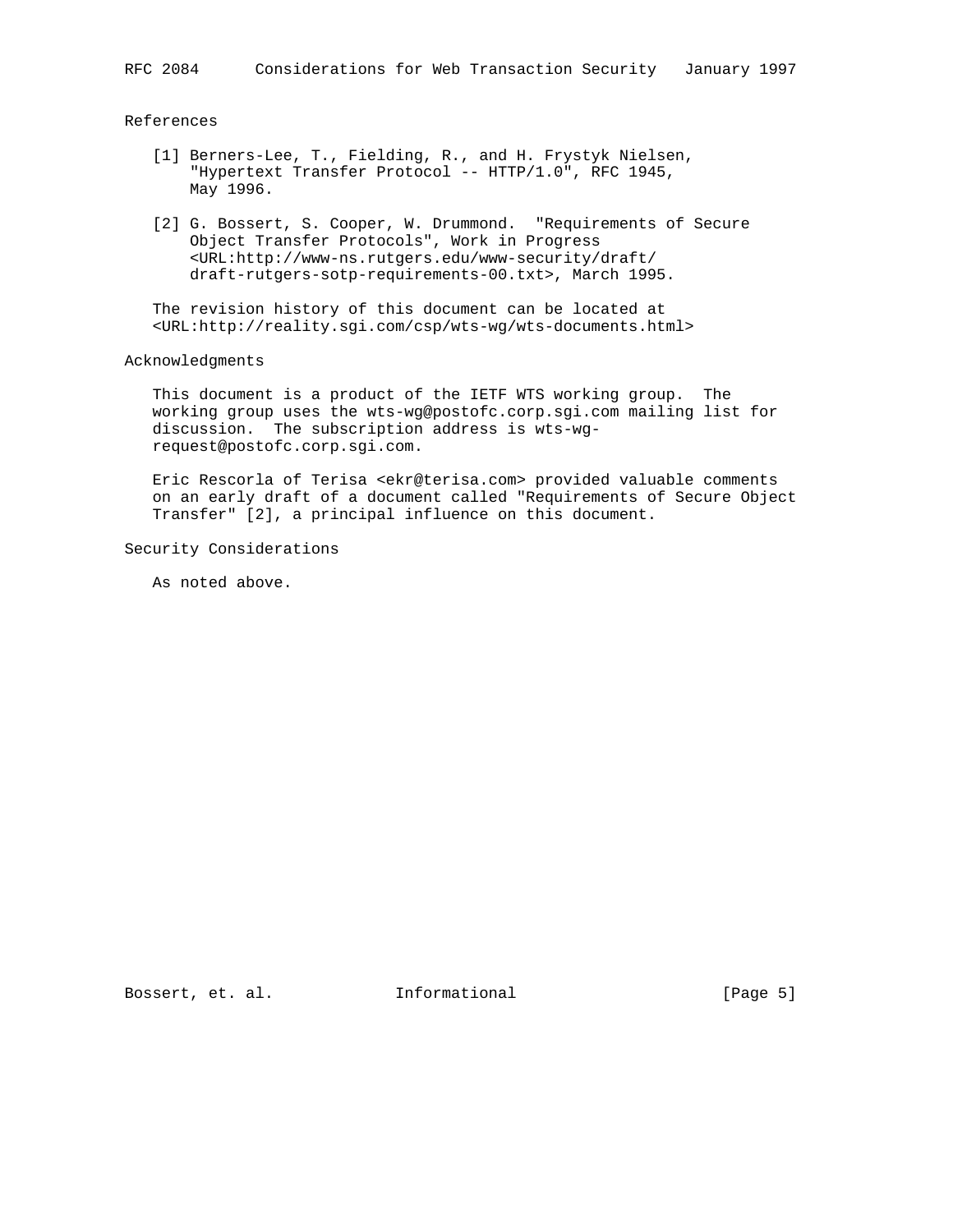## References

[1] Berners-Lee, T., Fielding, R., and H. Frystyk Nielsen, "Hypertext Transfer Protocol -- HTTP/1.0", RFC 1945, May 1996.

[2] G. Bossert, S. Cooper, W. Drummond. "Requirements of Secure Object Transfer Protocols", Work in Progress <URL:http://www-ns.rutgers.edu/www-security/draft/draft-rutgers-sotp-requirements-00.txt>, March 1995.

The revision history of this document can be located at <URL:http://reality.sgi.com/csp/wts-wg/wts-documents.html>

## Acknowledgments

This document is a product of the IETF WTS working group. The working group uses the wts-wg@postofc.corp.sgi.com mailing list for discussion. The subscription address is wts-wg-request@postofc.corp.sgi.com.

Eric Rescorla of Terisa <ekr@terisa.com> provided valuable comments on an early draft of a document called "Requirements of Secure Object Transfer" [2], a principal influence on this document.

## Security Considerations

As noted above.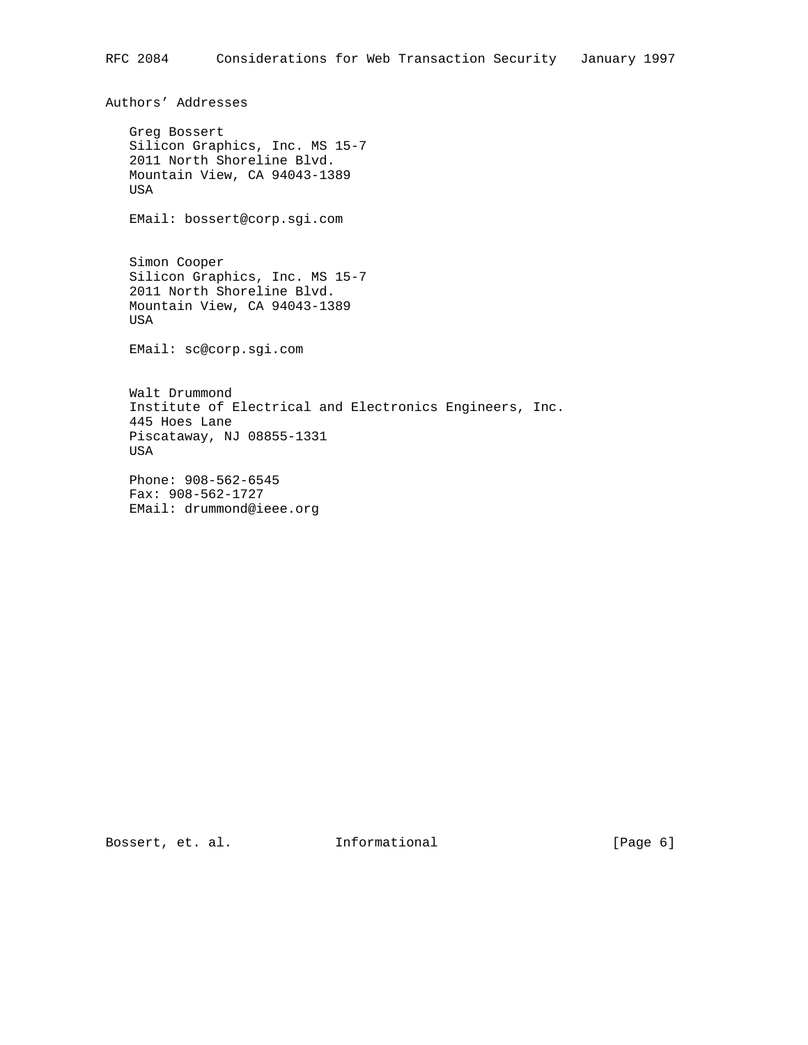## Authors' Addresses

Greg Bossert
Silicon Graphics, Inc. MS 15-7
2011 North Shoreline Blvd.
Mountain View, CA 94043-1389
USA

EMail: bossert@corp.sgi.com

Simon Cooper
Silicon Graphics, Inc. MS 15-7
2011 North Shoreline Blvd.
Mountain View, CA 94043-1389
USA

EMail: sc@corp.sgi.com

Walt Drummond
Institute of Electrical and Electronics Engineers, Inc.
445 Hoes Lane
Piscataway, NJ 08855-1331
USA

Phone: 908-562-6545
Fax: 908-562-1727
EMail: drummond@ieee.org